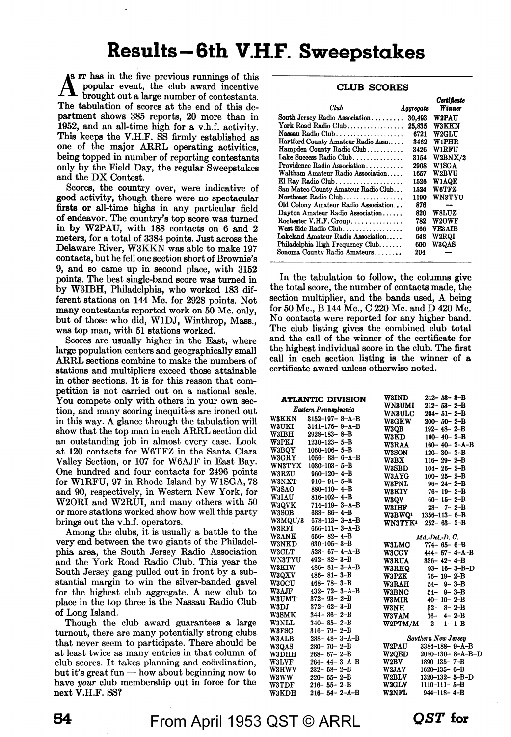# Results—6th V.H.F. Sweepstakes

As it has in the five previous runnings of this popular event, the club award incentive brought out a large number of contestants. The tabulation of scores at the end of this department shows 385 reports, 20 more than in 1952, and an all-time high for a v.h.f. activity. This keeps the V.H.F. SS firmly established as one of the major ARRL operating activities, being topped in number of reporting contestants only by the Field Day, the regular Sweepstakes and the DX Contest.

Scores, the country over, were indicative of good activity, though there were no spectacular firsts or all-time highs in any particular field of endeavor. The country's top score was turned in by W2PAU, with 188 contacts on 6 and 2 meters, for a total of 3384 points. Just across the Delaware River, W3KKN was able to make 197 contacts, but he fell one section short of Brownie's 9, and so came up in second place, with 3152 points. The best single-band score was turned in by W3IBH, Philadelphia, who worked 183 different stations on 144 Mc. for 2928 points. Not many contestants reported work on 50 Mc. only, but of those who did, W1DJ, Winthrop, Mass., was top man, with 51 stations worked.

Scores are usually higher in the East, where large population centers and geographically small ARRL sections combine to make the numbers of stations and multipliers exceed those attainable in other sections. It is for this reason that competition is not carried out on a national scale. You compete only with others in your own section, and many scoring inequities are ironed out in this way. A glance through the tabulation will show that the top man in almost each ARRL section did an outstanding job in almost every case. Look at 120 contacts for W6TFZ in the Santa Clara Valley Section, or 107 for W6AJF in East Bay. One hundred and four contacts for 2496 points for W1RFU, 97 in Rhode Island by W1SGA, 78 and 90, respectively, in Western New York, for W2ORI and W2RUI, and many others with 50 or more stations worked show how well this party brings out the v.h.f. operators.

Among the clubs, it is usually a battle to the very end between the two giants of the Philadelphia area, the South Jersey Radio Association and the York Road Radio Club. This year the South Jersey gang pulled out in front by a substantial margin to win the silver-banded gavel for the highest club aggregate. A new club to place in the top three is the Nassau Radio Club of Long Island.

Though the club award guarantees a large turnout, there are many potentially strong clubs that never seem to participate. There should be at least twice as many entries in that column of club scores. It takes planning and coördination, but it's great fun — how about beginning now to have *your* club membership out in force for the next V.H.F. SS?

## CLUB SCORES

| Club | Aggregate | Certificate Winner |
|---|---|---|
| South Jersey Radio Association | 30,493 | W2PAU |
| York Road Radio Club | 25,835 | W3KKN |
| Nassau Radio Club | 6721 | W2GLU |
| Hartford County Amateur Radio Assn. | 3462 | W1PHR |
| Hampden County Radio Club | 3426 | W1RFU |
| Lake Success Radio Club | 3154 | W2BNX/2 |
| Providence Radio Association | 2908 | W1SGA |
| Waltham Amateur Radio Association | 1657 | W2BVU |
| El Ray Radio Club | 1526 | W1AQE |
| San Mateo County Amateur Radio Club | 1524 | W6TFZ |
| Northeast Radio Club | 1190 | WN3TYU |
| Old Colony Amateur Radio Association | 876 | — |
| Dayton Amateur Radio Association | 820 | W8LUZ |
| Rochester V.H.F. Group | 782 | W2OWF |
| West Side Radio Club | 666 | VE3AIB |
| Lakeland Amateur Radio Association | 648 | W2RQI |
| Philadelphia High Frequency Club | 600 | W3QAS |
| Sonoma County Radio Amateurs | 204 | — |

In the tabulation to follow, the columns give the total score, the number of contacts made, the section multiplier, and the bands used, A being for 50 Mc., B 144 Mc., C 220 Mc. and D 420 Mc. No contacts were reported for any higher band. The club listing gives the combined club total and the call of the winner of the certificate for the highest individual score in the club. The first call in each section listing is the winner of a certificate award unless otherwise noted.

### ATLANTIC DIVISION

*Eastern Pennsylvania*

W3KKN 3152-197- 8-A-B
W3UKI 3141-176- 9-A-B
W3IBH 2928-183- 8-B
W3PKJ 1230-123- 5-B
W3BQY 1060-106- 5-B
W3GRY 1056- 88- 6-A-B
WN3TYX 1030-103- 5-B
W3RZU 960-120- 4-B
W3NXT 910- 91- 5-B
W3SAO 880-110- 4-B
W3IAU 816-102- 4-B
W3QVK 714-119- 3-A-B
W3SOB 688- 86- 4-B
W3MQU/3 678-113- 3-A-B
W3RFI 666-111- 3-A-B
W3ANK 656- 82- 4-B
W3NKD 630-105- 3-B
W3CLT 528- 67- 4-A-B
WN3TYU 492- 82- 3-B
W3KIW 486- 81- 3-A-B
W3QXV 486- 81- 3-B
W3OCU 468- 78- 3-B
W3AJF 432- 72- 3-A-B
W3UMT 372- 93- 2-B
W3DJ 372- 62- 3-B
W3SMK 344- 86- 2-B
W3NLL 340- 85- 2-B
W3FSC 316- 79- 2-B
W3ALB 288- 48- 3-A-B
W3QAS 280- 70- 2-B
W3DHH 268- 67- 2-B
W3LVF 264- 44- 3-A-B
W3HWV 232- 58- 2-B
W3WW 220- 55- 2-B
W3TDF 216- 55- 2-B
W3KDH 216- 54- 2-A-B
W3IND 212- 53- 3-B
WN3UMI 212- 53- 2-B
WN3ULC 204- 51- 2-B
W3GKW 200- 50- 2-B
W3QB 192- 48- 2-B
W3KD 160- 40- 2-B
W3RAA 160- 40- 2-A-B
W3SON 120- 30- 2-B
W3BX 116- 29- 2-B
W3SBD 104- 26- 2-B
W3AYG 100- 25- 2-B
W3PNL 96- 24- 2-B
W3KIY 76- 19- 2-B
W3QV 60- 15- 2-B
W3IHF 28- 7- 2-B
W3BWQ[1] 1356-113- 6-B
WN3TYK[1] 252- 63- 2-B

*Md.-Del.-D. C.*

W3LMC 774- 65- 6-B
W3CGV 444- 57- 4-A-B
W3RUA 336- 42- 4-B
W3RKQ 93- 16- 3-B-D
W3PZK 76- 19- 2-B
W3RAH 54- 9- 3-B
W3BNC 54- 9- 3-B
W3MIR 40- 10- 2-B
W3NH 32- 8- 2-B
W3VAM 16- 4- 2-B
W2PTM/M 2- 1- 1-B

*Southern New Jersey*

W2PAU 3384-188- 9-A-B
W2QED 2080-130- 8-A-B-D
W2BV 1890-135- 7-B
W2JAV 1620-135- 6-B
W2BLV 1320-132- 5-B-D
W2GLV 1110-111- 5-B
W2NFL 944-118- 4-B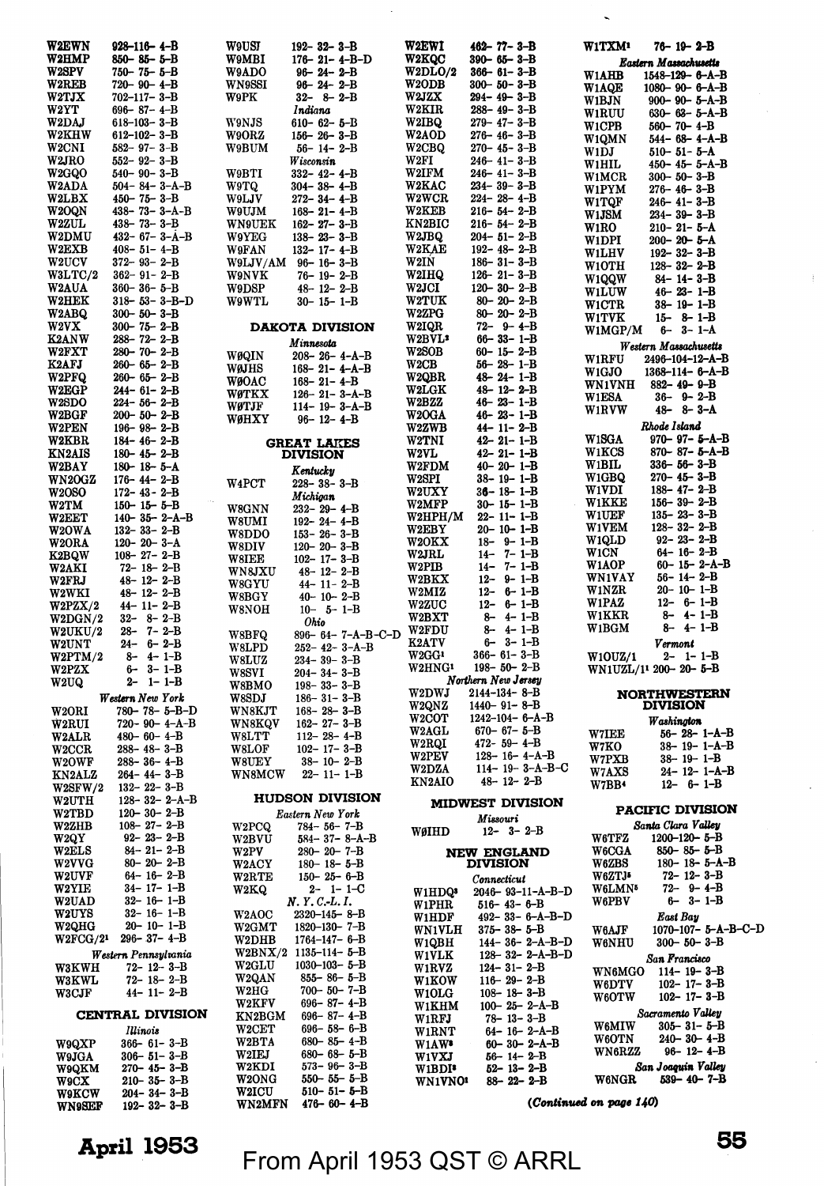W2EWN 928-116- 4-B
W2HMP 850- 85- 5-B
W2SPV 750- 75- 5-B
W2REB 720- 90- 4-B
W2TJX 702-117- 3-B
W2YT 696- 87- 4-B
W2DAJ 618-103- 3-B
W2KHW 612-102- 3-B
W2CNI 582- 97- 3-B
W2JRO 552- 92- 3-B
W2GQO 540- 90- 3-B
W2ADA 504- 84- 3-A-B
W2LBX 450- 75- 3-B
W2OQN 438- 73- 3-A-B
W2ZUL 438- 73- 3-B
W2DMU 432- 67- 3-A-B
W2EXB 408- 51- 4-B
W2UCV 372- 93- 2-B
W3LTC/2 362- 91- 2-B
W2AUA 360- 36- 5-B
W2HEK 318- 53- 3-B-D
W2ABQ 300- 50- 3-B
W2VX 300- 75- 2-B
K2ANW 288- 72- 2-B
W2FXT 280- 70- 2-B
K2AFJ 260- 65- 2-B
W2PFQ 260- 65- 2-B
W2EGP 244- 61- 2-B
W2SDO 224- 56- 2-B
W2BGF 200- 50- 2-B
W2PEN 196- 98- 2-B
W2KBR 184- 46- 2-B
KN2AIS 180- 45- 2-B
W2BAY 180- 18- 5-A
WN2OGZ 176- 44- 2-B
W2OSO 172- 43- 2-B
W2TM 150- 15- 5-B
W2EET 140- 35- 2-A-B
W2OWA 132- 33- 2-B
W2ORA 120- 20- 3-A
K2BQW 108- 27- 2-B
W2AKI 72- 18- 2-B
W2FRJ 48- 12- 2-B
W2WKI 48- 12- 2-B
W2PZX/2 44- 11- 2-B
W2DGN/2 32- 8- 2-B
W2UKU/2 28- 7- 2-B
W2UNT 24- 6- 2-B
W2PTM/2 8- 4- 1-B
W2PZX 6- 3- 1-B
W2UQ 2- 1- 1-B

*Western New York*

W2ORI 780- 78- 5-B-D
W2RUI 720- 90- 4-A-B
W2ALR 480- 60- 4-B
W2CCR 288- 48- 3-B
W2OWF 288- 36- 4-B
KN2ALZ 264- 44- 3-B
W2SFW/2 132- 22- 3-B
W2UTH 128- 32- 2-A-B
W2TBD 120- 30- 2-B
W2ZHB 108- 27- 2-B
W2QY 92- 23- 2-B
W2ELS 84- 21- 2-B
W2VVG 80- 20- 2-B
W2UVF 64- 16- 2-B
W2YIE 34- 17- 1-B
W2UAD 32- 16- 1-B
W2UYS 32- 16- 1-B
W2QHG 20- 10- 1-B
W2FCG/2[1] 296- 37- 4-B

*Western Pennsylvania*

W3KWH 72- 12- 3-B
W3KWL 72- 18- 2-B
W3CJF 44- 11- 2-B

## CENTRAL DIVISION

*Illinois*

W9QXP 366- 61- 3-B
W9JGA 306- 51- 3-B
W9QKM 270- 45- 3-B
W9CX 210- 35- 3-B
W9KCW 204- 34- 3-B
WN9SEF 192- 32- 3-B
W9USJ 192- 32- 3-B
W9MBI 176- 21- 4-B-D
W9ADO 96- 24- 2-B
WN9SSI 96- 24- 2-B
W9PK 32- 8- 2-B

*Indiana*

W9NJS 610- 62- 5-B
W9ORZ 156- 26- 3-B
W9BUM 56- 14- 2-B

*Wisconsin*

W9BTI 332- 42- 4-B
W9TQ 304- 38- 4-B
W9LJV 272- 34- 4-B
W9UJM 168- 21- 4-B
WN9UEK 162- 27- 3-B
W9YEG 138- 23- 3-B
W9FAN 132- 17- 4-B
W9LJV/AM 96- 16- 3-B
W9NVK 76- 19- 2-B
W9DSP 48- 12- 2-B
W9WTL 30- 15- 1-B

## DAKOTA DIVISION

*Minnesota*

WØQIN 208- 26- 4-A-B
WØJHS 168- 21- 4-A-B
WØOAC 168- 21- 4-B
WØTKX 126- 21- 3-A-B
WØTJF 114- 19- 3-A-B
WØHXY 96- 12- 4-B

## GREAT LAKES DIVISION

*Kentucky*

W4PCT 228- 38- 3-B

*Michigan*

W8GNN 232- 29- 4-B
W8UMI 192- 24- 4-B
W8DDO 153- 26- 3-B
W8DIV 120- 20- 3-B
W8IEE 102- 17- 3-B
WN8JXU 48- 12- 2-B
W8GYU 44- 11- 2-B
W8BGY 40- 10- 2-B
W8NOH 10- 5- 1-B

*Ohio*

W8BFQ 896- 64- 7-A-B-C-D
W8LPD 252- 42- 3-A-B
W8LUZ 234- 39- 3-B
W8SVI 204- 34- 3-B
W8BMO 198- 33- 3-B
W8SDJ 186- 31- 3-B
WN8KJT 168- 28- 3-B
WN8KQV 162- 27- 3-B
W8LTT 112- 28- 4-B
W8LOF 102- 17- 3-B
W8UEY 38- 10- 2-B
WN8MCW 22- 11- 1-B

## HUDSON DIVISION

*Eastern New York*

W2PCQ 784- 56- 7-B
W2BVU 584- 37- 8-A-B
W2PV 280- 20- 7-B
W2ACY 180- 18- 5-B
W2RTE 150- 25- 6-B
W2KQ 2- 1- 1-C

*N. Y. C.-L. I.*

W2AOC 2320-145- 8-B
W2GMT 1820-130- 7-B
W2DHB 1764-147- 6-B
W2BNX/2 1135-114- 5-B
W2GLU 1030-103- 5-B
W2QAN 855- 86- 5-B
W2HG 700- 50- 7-B
W2KFV 696- 87- 4-B
KN2BGM 696- 87- 4-B
W2CET 696- 58- 6-B
W2BTA 680- 85- 4-B
W2IEJ 680- 68- 5-B
W2KDI 573- 96- 3-B
W2ONG 550- 55- 5-B
W2ICU 510- 51- 5-B
WN2MFN 476- 60- 4-B
W2EWI 462- 77- 3-B
W2KQC 390- 65- 3-B
W2DLO/2 366- 61- 3-B
W2ODB 300- 50- 3-B
W2JZX 294- 49- 3-B
W2KIR 288- 49- 3-B
W2IBQ 279- 47- 3-B
W2AOD 276- 46- 3-B
W2CBQ 270- 45- 3-B
W2FI 246- 41- 3-B
W2IFM 246- 41- 3-B
W2KAC 234- 39- 3-B
W2WCR 224- 28- 4-B
W2KEB 216- 54- 2-B
KN2BIC 216- 54- 2-B
W2JBQ 204- 51- 2-B
W2KAE 192- 48- 2-B
W2IN 186- 31- 3-B
W2IHQ 126- 21- 3-B
W2JCI 120- 30- 2-B
W2TUK 80- 20- 2-B
W2ZPG 80- 20- 2-B
W2IQR 72- 9- 4-B
W2BVL[2] 66- 33- 1-B
W2SOB 60- 15- 2-B
W2CB 56- 28- 1-B
W2QBR 48- 24- 1-B
W2LGK 48- 12- 2-B
W2BZZ 46- 23- 1-B
W2OGA 46- 23- 1-B
W2ZWB 44- 11- 2-B
W2TNI 42- 21- 1-B
W2VL 42- 21- 1-B
W2FDM 40- 20- 1-B
W2SPI 38- 19- 1-B
W2UXY 36- 18- 1-B
W2MFP 30- 15- 1-B
W2HPH/M 22- 11- 1-B
W2EBY 20- 10- 1-B
W2OKX 18- 9- 1-B
W2JRL 14- 7- 1-B
W2PIB 14- 7- 1-B
W2BKX 12- 9- 1-B
W2MIZ 12- 6- 1-B
W2ZUC 12- 6- 1-B
W2BXT 8- 4- 1-B
W2FDU 8- 4- 1-B
K2ATV 6- 3- 1-B
W2GG[1] 366- 61- 3-B
W2HNG[1] 198- 50- 2-B

*Northern New Jersey*

W2DWJ 2144-134- 8-B
W2QNZ 1440- 91- 8-B
W2COT 1242-104- 6-A-B
W2AGL 670- 67- 5-B
W2RQI 472- 59- 4-B
W2PEV 128- 16- 4-B
W2DZA 114- 19- 3-A-B-C
KN2AIO 48- 12- 2-B

## MIDWEST DIVISION

*Missouri*

WØIHD 12- 3- 2-B

## NEW ENGLAND DIVISION

*Connecticut*

W1HDQ[3] 2046- 93-11-A-B-D
W1PHR 516- 43- 6-B
W1HDF 492- 33- 6-A-B-D
WN1VLH 375- 38- 5-B
W1QBH 144- 36- 2-A-B-D
W1VLK 128- 32- 2-A-B-D
W1RVZ 124- 31- 2-B
W1KOW 116- 29- 2-B
W1OLG 108- 18- 3-B
W1KHM 100- 25- 2-A-B
W1RFJ 78- 13- 3-B
W1RNT 64- 16- 2-A-B
W1AW[3] 60- 30- 2-A-B
W1VXJ 56- 14- 2-B
W1BDI[3] 52- 13- 2-B
WN1VNO[1] 88- 22- 2-B
W1TXM[1] 76- 19- 2-B

*Eastern Massachusetts*

W1AHB 1548-129- 6-A-B
W1AQE 1080- 90- 6-A-B
W1BJN 900- 90- 5-A-B
W1RUU 630- 63- 5-A-B
W1CPB 560- 70- 4-B
W1QMN 544- 68- 4-A-B
W1DJ 510- 51- 5-A
W1HIL 450- 45- 5-A-B
W1MCR 300- 50- 3-B
W1PYM 276- 46- 3-B
W1TQF 246- 41- 3-B
W1JSM 234- 39- 3-B
W1RO 210- 21- 5-A
W1DPI 200- 20- 5-A
W1LHV 192- 32- 3-B
W1OTH 128- 32- 2-B
W1QQW 84- 14- 3-B
W1LUW 46- 23- 1-B
W1CTR 38- 19- 1-B
W1TVK 15- 8- 1-B
W1MGP/M 6- 3- 1-A

*Western Massachusetts*

W1RFU 2496-104-12-A-B
W1GJO 1368-114- 6-A-B
WN1VNH 882- 49- 9-B
W1ESA 36- 9- 2-B
W1RVW 48- 8- 3-A

*Rhode Island*

W1SGA 970- 97- 5-A-B
W1KCS 870- 87- 5-A-B
W1BIL 336- 56- 3-B
W1GBQ 270- 45- 3-B
W1VDI 188- 47- 2-B
W1KKE 156- 39- 2-B
W1UEF 135- 23- 3-B
W1VEM 128- 32- 2-B
W1QLD 92- 23- 2-B
W1CN 64- 16- 2-B
W1AOP 60- 15- 2-A-B
WN1VAY 56- 14- 2-B
W1NZR 20- 10- 1-B
W1PAZ 12- 6- 1-B
W1KKR 8- 4- 1-B
W1BGM 8- 4- 1-B

*Vermont*

W1OUZ/1 2- 1- 1-B
WN1UZL/1[1] 200- 20- 5-B

## NORTHWESTERN DIVISION

*Washington*

W7IEE 56- 28- 1-A-B
W7KO 38- 19- 1-A-B
W7PXB 38- 19- 1-B
W7AXS 24- 12- 1-A-B
W7BB[4] 12- 6- 1-B

## PACIFIC DIVISION

*Santa Clara Valley*

W6TFZ 1200-120- 5-B
W6CGA 850- 85- 5-B
W6ZBS 180- 18- 5-A-B
W6ZTJ[5] 72- 12- 3-B
W6LMN[5] 72- 9- 4-B
W6PBV 6- 3- 1-B

*East Bay*

W6AJF 1070-107- 5-A-B-C-D
W6NHU 300- 50- 3-B

*San Francisco*

WN6MGO 114- 19- 3-B
W6DTV 102- 17- 3-B
W6OTW 102- 17- 3-B

*Sacramento Valley*

W6MIW 305- 31- 5-B
W6OTN 240- 30- 4-B
WN6RZZ 96- 12- 4-B

*San Joaquin Valley*

W6NGR 539- 40- 7-B

*(Continued on page 140)*

From April 1953 QST © ARRL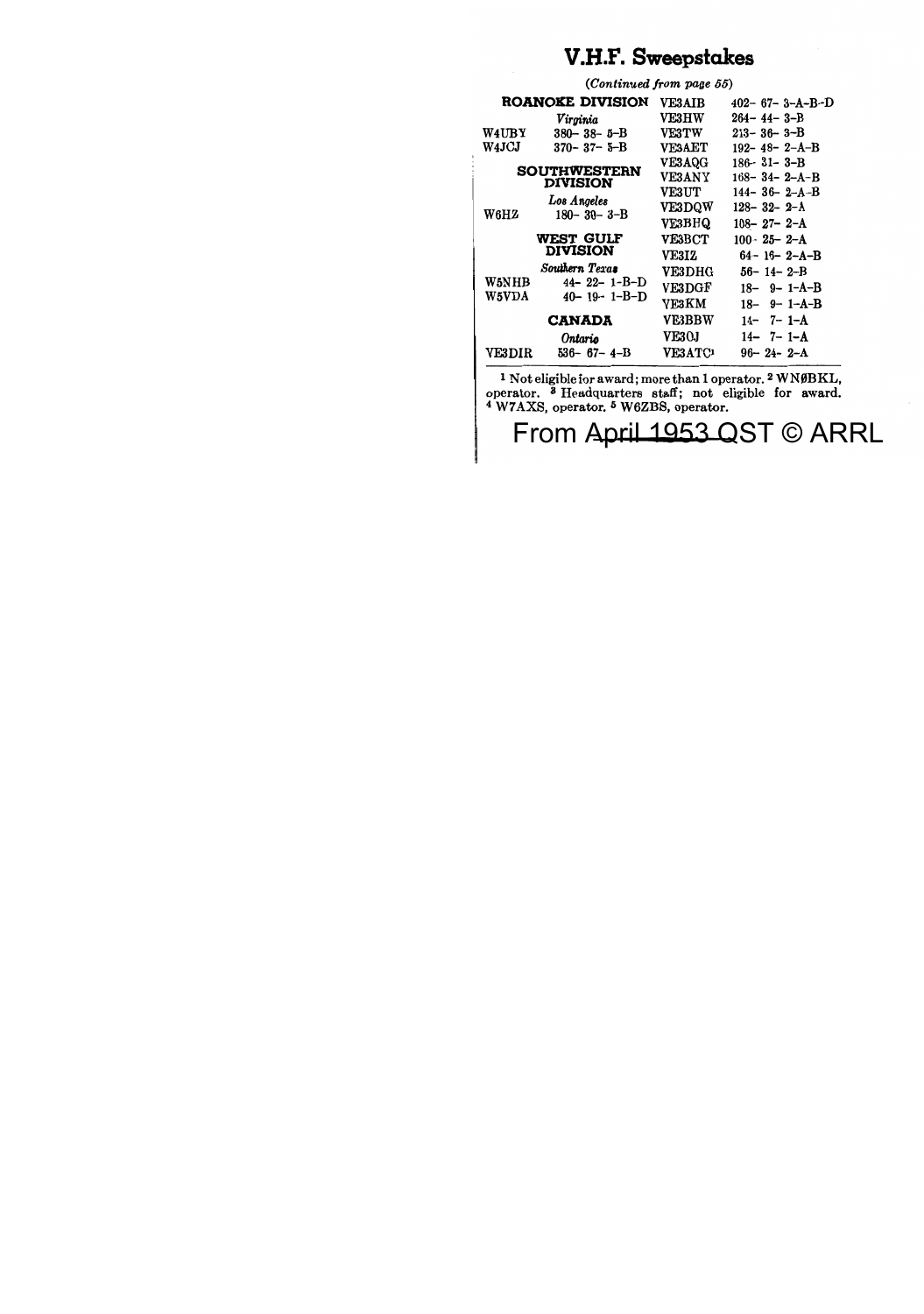# V.H.F. Sweepstakes

*(Continued from page 55)*

### ROANOKE DIVISION

*Virginia*

W4UBY 380- 38- 5-B
W4JCJ 370- 37- 5-B

### SOUTHWESTERN DIVISION

*Los Angeles*

W6HZ 180- 30- 3-B

### WEST GULF DIVISION

*Southern Texas*

W5NHB 44- 22- 1-B-D
W5VDA 40- 19- 1-B-D

### CANADA

*Ontario*

VE3DIR 536- 67- 4-B
VE3AIB 402- 67- 3-A-B-D
VE3HW 264- 44- 3-B
VE3TW 213- 36- 3-B
VE3AET 192- 48- 2-A-B
VE3AQG 186- 31- 3-B
VE3ANY 168- 34- 2-A-B
VE3UT 144- 36- 2-A-B
VE3DQW 128- 32- 2-A
VE3BHQ 108- 27- 2-A
VE3BCT 100- 25- 2-A
VE3IZ 64- 16- 2-A-B
VE3DHG 56- 14- 2-B
VE3DGF 18- 9- 1-A-B
VE3KM 18- 9- 1-A-B
VE3BBW 14- 7- 1-A
VE3OJ 14- 7- 1-A
VE3ATC[1] 96- 24- 2-A

[1] Not eligible for award; more than 1 operator. [2] WNØBKL, operator. [3] Headquarters staff; not eligible for award. [4] W7AXS, operator. [5] W6ZBS, operator.

From April 1953 QST © ARRL